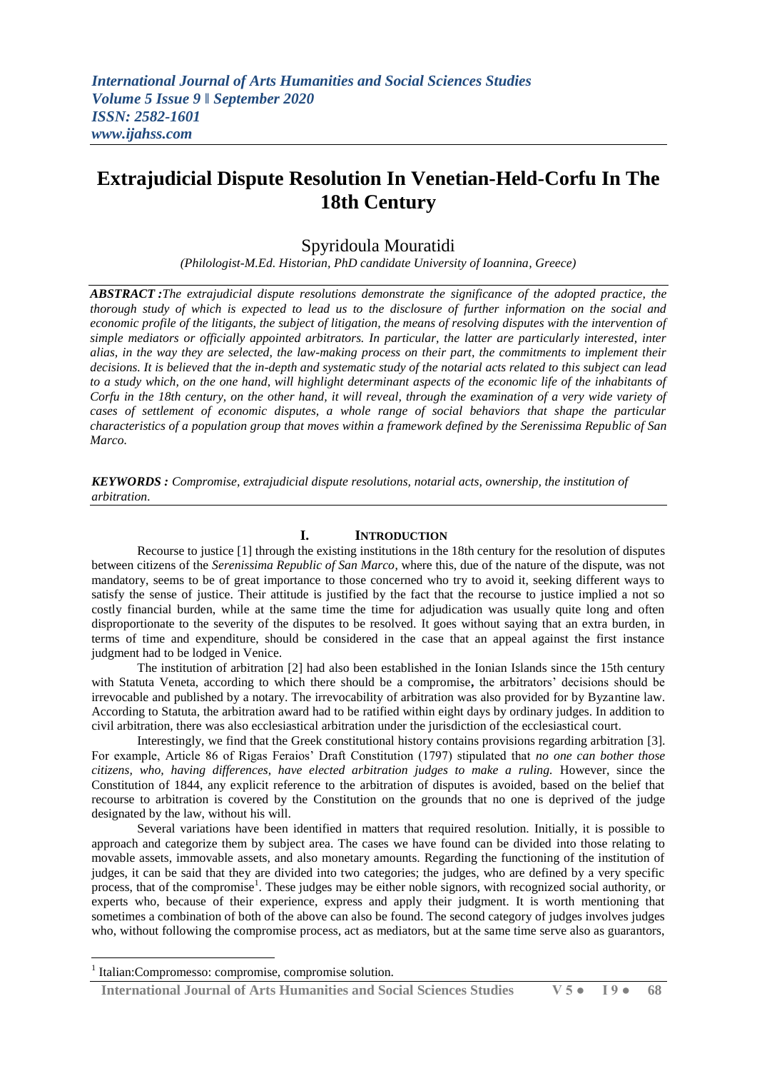# Extrajudicial Dispute Resolution In Venetian-Held-Corfu In The 18th Century

## Spyridoula Mouratidi

*(Philologist-M.Ed. Historian, PhD candidate University of Ioannina, Greece)*

***ABSTRACT :****The extrajudicial dispute resolutions demonstrate the significance of the adopted practice, the thorough study of which is expected to lead us to the disclosure of further information on the social and economic profile of the litigants, the subject of litigation, the means of resolving disputes with the intervention of simple mediators or officially appointed arbitrators. In particular, the latter are particularly interested, inter alias, in the way they are selected, the law-making process on their part, the commitments to implement their decisions. It is believed that the in-depth and systematic study of the notarial acts related to this subject can lead to a study which, on the one hand, will highlight determinant aspects of the economic life of the inhabitants of Corfu in the 18th century, on the other hand, it will reveal, through the examination of a very wide variety of cases of settlement of economic disputes, a whole range of social behaviors that shape the particular characteristics of a population group that moves within a framework defined by the Serenissima Republic of San Marco.*

***KEYWORDS :*** *Compromise, extrajudicial dispute resolutions, notarial acts, ownership, the institution of arbitration.*

## I. INTRODUCTION

Recourse to justice [1] through the existing institutions in the 18th century for the resolution of disputes between citizens of the *Serenissima Republic of San Marco*, where this, due of the nature of the dispute, was not mandatory, seems to be of great importance to those concerned who try to avoid it, seeking different ways to satisfy the sense of justice. Their attitude is justified by the fact that the recourse to justice implied a not so costly financial burden, while at the same time the time for adjudication was usually quite long and often disproportionate to the severity of the disputes to be resolved. It goes without saying that an extra burden, in terms of time and expenditure, should be considered in the case that an appeal against the first instance judgment had to be lodged in Venice.

The institution of arbitration [2] had also been established in the Ionian Islands since the 15th century with Statuta Veneta, according to which there should be a compromise**,** the arbitrators' decisions should be irrevocable and published by a notary. The irrevocability of arbitration was also provided for by Byzantine law. According to Statuta, the arbitration award had to be ratified within eight days by ordinary judges. In addition to civil arbitration, there was also ecclesiastical arbitration under the jurisdiction of the ecclesiastical court.

Interestingly, we find that the Greek constitutional history contains provisions regarding arbitration [3]. For example, Article 86 of Rigas Feraios' Draft Constitution (1797) stipulated that *no one can bother those citizens, who, having differences, have elected arbitration judges to make a ruling.* However, since the Constitution of 1844, any explicit reference to the arbitration of disputes is avoided, based on the belief that recourse to arbitration is covered by the Constitution on the grounds that no one is deprived of the judge designated by the law, without his will.

Several variations have been identified in matters that required resolution. Initially, it is possible to approach and categorize them by subject area. The cases we have found can be divided into those relating to movable assets, immovable assets, and also monetary amounts. Regarding the functioning of the institution of judges, it can be said that they are divided into two categories; the judges, who are defined by a very specific process, that of the compromise[1]. These judges may be either noble signors, with recognized social authority, or experts who, because of their experience, express and apply their judgment. It is worth mentioning that sometimes a combination of both of the above can also be found. The second category of judges involves judges who, without following the compromise process, act as mediators, but at the same time serve also as guarantors,

---

[1] Italian:Compromesso: compromise, compromise solution.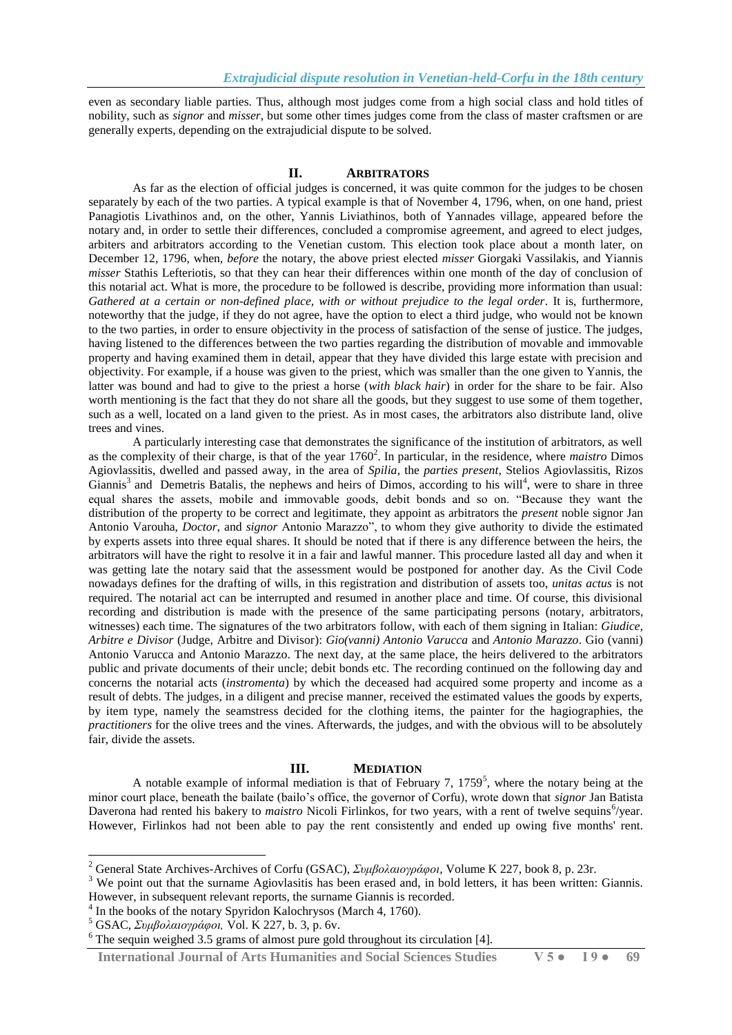even as secondary liable parties. Thus, although most judges come from a high social class and hold titles of nobility, such as *signor* and *misser*, but some other times judges come from the class of master craftsmen or are generally experts, depending on the extrajudicial dispute to be solved.

## II. ARBITRATORS

As far as the election of official judges is concerned, it was quite common for the judges to be chosen separately by each of the two parties. A typical example is that of November 4, 1796, when, on one hand, priest Panagiotis Livathinos and, on the other, Yannis Liviathinos, both of Yannades village, appeared before the notary and, in order to settle their differences, concluded a compromise agreement, and agreed to elect judges, arbiters and arbitrators according to the Venetian custom. This election took place about a month later, on December 12, 1796, when, *before* the notary, the above priest elected *misser* Giorgaki Vassilakis, and Yiannis *misser* Stathis Lefteriotis, so that they can hear their differences within one month of the day of conclusion of this notarial act. What is more, the procedure to be followed is describe, providing more information than usual: *Gathered at a certain or non-defined place, with or without prejudice to the legal order*. It is, furthermore, noteworthy that the judge, if they do not agree, have the option to elect a third judge, who would not be known to the two parties, in order to ensure objectivity in the process of satisfaction of the sense of justice. The judges, having listened to the differences between the two parties regarding the distribution of movable and immovable property and having examined them in detail, appear that they have divided this large estate with precision and objectivity. For example, if a house was given to the priest, which was smaller than the one given to Yannis, the latter was bound and had to give to the priest a horse (*with black hair*) in order for the share to be fair. Also worth mentioning is the fact that they do not share all the goods, but they suggest to use some of them together, such as a well, located on a land given to the priest. As in most cases, the arbitrators also distribute land, olive trees and vines.

A particularly interesting case that demonstrates the significance of the institution of arbitrators, as well as the complexity of their charge, is that of the year 1760[2]. In particular, in the residence, where *maistro* Dimos Agiovlassitis, dwelled and passed away, in the area of *Spilia*, the *parties present*, Stelios Agiovlassitis, Rizos Giannis[3] and Demetris Batalis, the nephews and heirs of Dimos, according to his will[4], were to share in three equal shares the assets, mobile and immovable goods, debit bonds and so on. "Because they want the distribution of the property to be correct and legitimate, they appoint as arbitrators the *present* noble signor Jan Antonio Varouha, *Doctor*, and *signor* Antonio Marazzo", to whom they give authority to divide the estimated by experts assets into three equal shares. It should be noted that if there is any difference between the heirs, the arbitrators will have the right to resolve it in a fair and lawful manner. This procedure lasted all day and when it was getting late the notary said that the assessment would be postponed for another day. As the Civil Code nowadays defines for the drafting of wills, in this registration and distribution of assets too, *unitas actus* is not required. The notarial act can be interrupted and resumed in another place and time. Of course, this divisional recording and distribution is made with the presence of the same participating persons (notary, arbitrators, witnesses) each time. The signatures of the two arbitrators follow, with each of them signing in Italian: *Giudice, Arbitre e Divisor* (Judge, Arbitre and Divisor): *Gio(vanni) Antonio Varucca* and *Antonio Marazzo*. Gio (vanni) Antonio Varucca and Antonio Marazzo. The next day, at the same place, the heirs delivered to the arbitrators public and private documents of their uncle; debit bonds etc. The recording continued on the following day and concerns the notarial acts (*instromenta*) by which the deceased had acquired some property and income as a result of debts. The judges, in a diligent and precise manner, received the estimated values the goods by experts, by item type, namely the seamstress decided for the clothing items, the painter for the hagiographies, the *practitioners* for the olive trees and the vines. Afterwards, the judges, and with the obvious will to be absolutely fair, divide the assets.

## III. MEDIATION

A notable example of informal mediation is that of February 7, 1759[5], where the notary being at the minor court place, beneath the bailate (bailo's office, the governor of Corfu), wrote down that *signor* Jan Batista Daverona had rented his bakery to *maistro* Nicoli Firlinkos, for two years, with a rent of twelve sequins[6]/year. However, Firlinkos had not been able to pay the rent consistently and ended up owing five months' rent.

---

[2] General State Archives-Archives of Corfu (GSAC), *Συμβολαιογράφοι*, Volume K 227, book 8, p. 23r.

[3] We point out that the surname Agiovlasitis has been erased and, in bold letters, it has been written: Giannis. However, in subsequent relevant reports, the surname Giannis is recorded.

[4] In the books of the notary Spyridon Kalochrysos (March 4, 1760).

[5] GSAC, *Συμβολαιογράφοι,* Vol. K 227, b. 3, p. 6v.

[6] The sequin weighed 3.5 grams of almost pure gold throughout its circulation [4].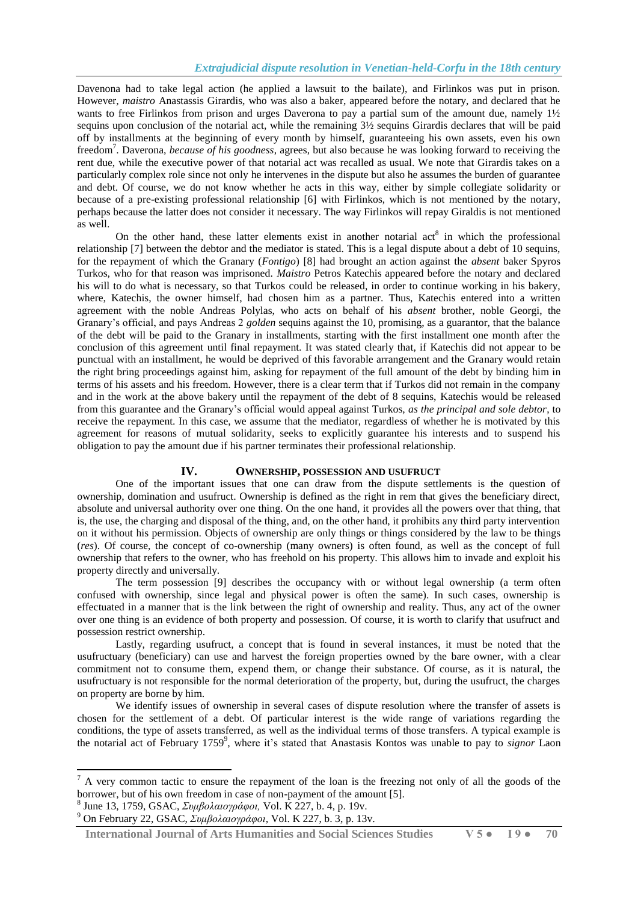Davenona had to take legal action (he applied a lawsuit to the bailate), and Firlinkos was put in prison. However, *maistro* Anastassis Girardis, who was also a baker, appeared before the notary, and declared that he wants to free Firlinkos from prison and urges Daverona to pay a partial sum of the amount due, namely 1½ sequins upon conclusion of the notarial act, while the remaining 3½ sequins Girardis declares that will be paid off by installments at the beginning of every month by himself, guaranteeing his own assets, even his own freedom[7]. Daverona, *because of his goodness*, agrees, but also because he was looking forward to receiving the rent due, while the executive power of that notarial act was recalled as usual. We note that Girardis takes on a particularly complex role since not only he intervenes in the dispute but also he assumes the burden of guarantee and debt. Of course, we do not know whether he acts in this way, either by simple collegiate solidarity or because of a pre-existing professional relationship [6] with Firlinkos, which is not mentioned by the notary, perhaps because the latter does not consider it necessary. The way Firlinkos will repay Giraldis is not mentioned as well.

On the other hand, these latter elements exist in another notarial act[8] in which the professional relationship [7] between the debtor and the mediator is stated. This is a legal dispute about a debt of 10 sequins, for the repayment of which the Granary (*Fontigo*) [8] had brought an action against the *absent* baker Spyros Turkos, who for that reason was imprisoned. *Maistro* Petros Katechis appeared before the notary and declared his will to do what is necessary, so that Turkos could be released, in order to continue working in his bakery, where, Katechis, the owner himself, had chosen him as a partner. Thus, Katechis entered into a written agreement with the noble Andreas Polylas, who acts on behalf of his *absent* brother, noble Georgi, the Granary's official, and pays Andreas 2 *golden* sequins against the 10, promising, as a guarantor, that the balance of the debt will be paid to the Granary in installments, starting with the first installment one month after the conclusion of this agreement until final repayment. It was stated clearly that, if Katechis did not appear to be punctual with an installment, he would be deprived of this favorable arrangement and the Granary would retain the right bring proceedings against him, asking for repayment of the full amount of the debt by binding him in terms of his assets and his freedom. However, there is a clear term that if Turkos did not remain in the company and in the work at the above bakery until the repayment of the debt of 8 sequins, Katechis would be released from this guarantee and the Granary's official would appeal against Turkos, *as the principal and sole debtor*, to receive the repayment. In this case, we assume that the mediator, regardless of whether he is motivated by this agreement for reasons of mutual solidarity, seeks to explicitly guarantee his interests and to suspend his obligation to pay the amount due if his partner terminates their professional relationship.

## IV. Ownership, possession and usufruct

One of the important issues that one can draw from the dispute settlements is the question of ownership, domination and usufruct. Ownership is defined as the right in rem that gives the beneficiary direct, absolute and universal authority over one thing. On the one hand, it provides all the powers over that thing, that is, the use, the charging and disposal of the thing, and, on the other hand, it prohibits any third party intervention on it without his permission. Objects of ownership are only things or things considered by the law to be things (*res*). Of course, the concept of co-ownership (many owners) is often found, as well as the concept of full ownership that refers to the owner, who has freehold on his property. This allows him to invade and exploit his property directly and universally.

The term possession [9] describes the occupancy with or without legal ownership (a term often confused with ownership, since legal and physical power is often the same). In such cases, ownership is effectuated in a manner that is the link between the right of ownership and reality. Thus, any act of the owner over one thing is an evidence of both property and possession. Of course, it is worth to clarify that usufruct and possession restrict ownership.

Lastly, regarding usufruct, a concept that is found in several instances, it must be noted that the usufructuary (beneficiary) can use and harvest the foreign properties owned by the bare owner, with a clear commitment not to consume them, expend them, or change their substance. Of course, as it is natural, the usufructuary is not responsible for the normal deterioration of the property, but, during the usufruct, the charges on property are borne by him.

We identify issues of ownership in several cases of dispute resolution where the transfer of assets is chosen for the settlement of a debt. Of particular interest is the wide range of variations regarding the conditions, the type of assets transferred, as well as the individual terms of those transfers. A typical example is the notarial act of February 1759[9], where it's stated that Anastasis Kontos was unable to pay to *signor* Laon

---

[7] A very common tactic to ensure the repayment of the loan is the freezing not only of all the goods of the borrower, but of his own freedom in case of non-payment of the amount [5].

[8] June 13, 1759, GSAC, *Συμβολαιογράφοι,* Vol. K 227, b. 4, p. 19v.

[9] On February 22, GSAC, *Συμβολαιογράφοι*, Vol. K 227, b. 3, p. 13v.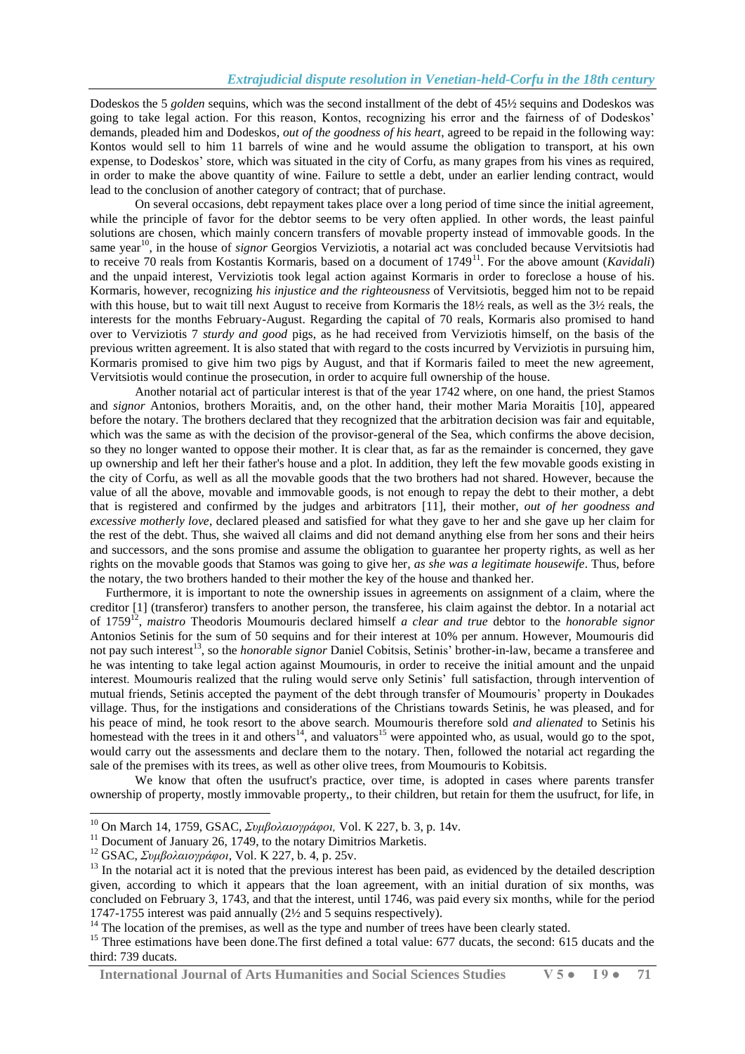Dodeskos the 5 *golden* sequins, which was the second installment of the debt of 45½ sequins and Dodeskos was going to take legal action. For this reason, Kontos, recognizing his error and the fairness of of Dodeskos' demands, pleaded him and Dodeskos, *out of the goodness of his heart*, agreed to be repaid in the following way: Kontos would sell to him 11 barrels of wine and he would assume the obligation to transport, at his own expense, to Dodeskos' store, which was situated in the city of Corfu, as many grapes from his vines as required, in order to make the above quantity of wine. Failure to settle a debt, under an earlier lending contract, would lead to the conclusion of another category of contract; that of purchase.

On several occasions, debt repayment takes place over a long period of time since the initial agreement, while the principle of favor for the debtor seems to be very often applied. In other words, the least painful solutions are chosen, which mainly concern transfers of movable property instead of immovable goods. In the same year[10], in the house of *signor* Georgios Verviziotis, a notarial act was concluded because Vervitsiotis had to receive 70 reals from Kostantis Kormaris, based on a document of 1749[11]. For the above amount (*Kavidali*) and the unpaid interest, Verviziotis took legal action against Kormaris in order to foreclose a house of his. Kormaris, however, recognizing *his injustice and the righteousness* of Vervitsiotis, begged him not to be repaid with this house, but to wait till next August to receive from Kormaris the 18½ reals, as well as the 3½ reals, the interests for the months February-August. Regarding the capital of 70 reals, Kormaris also promised to hand over to Verviziotis 7 *sturdy and good* pigs, as he had received from Verviziotis himself, on the basis of the previous written agreement. It is also stated that with regard to the costs incurred by Verviziotis in pursuing him, Kormaris promised to give him two pigs by August, and that if Kormaris failed to meet the new agreement, Vervitsiotis would continue the prosecution, in order to acquire full ownership of the house.

Another notarial act of particular interest is that of the year 1742 where, on one hand, the priest Stamos and *signor* Antonios, brothers Moraitis, and, on the other hand, their mother Maria Moraitis [10], appeared before the notary. The brothers declared that they recognized that the arbitration decision was fair and equitable, which was the same as with the decision of the provisor-general of the Sea, which confirms the above decision, so they no longer wanted to oppose their mother. It is clear that, as far as the remainder is concerned, they gave up ownership and left her their father's house and a plot. In addition, they left the few movable goods existing in the city of Corfu, as well as all the movable goods that the two brothers had not shared. However, because the value of all the above, movable and immovable goods, is not enough to repay the debt to their mother, a debt that is registered and confirmed by the judges and arbitrators [11], their mother, *out of her goodness and excessive motherly love*, declared pleased and satisfied for what they gave to her and she gave up her claim for the rest of the debt. Thus, she waived all claims and did not demand anything else from her sons and their heirs and successors, and the sons promise and assume the obligation to guarantee her property rights, as well as her rights on the movable goods that Stamos was going to give her, *as she was a legitimate housewife*. Thus, before the notary, the two brothers handed to their mother the key of the house and thanked her.

Furthermore, it is important to note the ownership issues in agreements on assignment of a claim, where the creditor [1] (transferor) transfers to another person, the transferee, his claim against the debtor. In a notarial act of 1759[12], *maistro* Theodoris Moumouris declared himself *a clear and true* debtor to the *honorable signor* Antonios Setinis for the sum of 50 sequins and for their interest at 10% per annum. However, Moumouris did not pay such interest[13], so the *honorable signor* Daniel Cobitsis, Setinis' brother-in-law, became a transferee and he was intenting to take legal action against Moumouris, in order to receive the initial amount and the unpaid interest. Moumouris realized that the ruling would serve only Setinis' full satisfaction, through intervention of mutual friends, Setinis accepted the payment of the debt through transfer of Moumouris' property in Doukades village. Thus, for the instigations and considerations of the Christians towards Setinis, he was pleased, and for his peace of mind, he took resort to the above search. Moumouris therefore sold *and alienated* to Setinis his homestead with the trees in it and others[14], and valuators[15] were appointed who, as usual, would go to the spot, would carry out the assessments and declare them to the notary. Then, followed the notarial act regarding the sale of the premises with its trees, as well as other olive trees, from Moumouris to Kobitsis.

We know that often the usufruct's practice, over time, is adopted in cases where parents transfer ownership of property, mostly immovable property,, to their children, but retain for them the usufruct, for life, in

---

[10] On March 14, 1759, GSAC, *Συμβολαιογράφοι,* Vol. K 227, b. 3, p. 14v.

[11] Document of January 26, 1749, to the notary Dimitrios Marketis.

[12] GSAC, *Συμβολαιογράφοι*, Vol. K 227, b. 4, p. 25v.

[13] In the notarial act it is noted that the previous interest has been paid, as evidenced by the detailed description given, according to which it appears that the loan agreement, with an initial duration of six months, was concluded on February 3, 1743, and that the interest, until 1746, was paid every six months, while for the period 1747-1755 interest was paid annually (2½ and 5 sequins respectively).

[14] The location of the premises, as well as the type and number of trees have been clearly stated.

[15] Three estimations have been done.The first defined a total value: 677 ducats, the second: 615 ducats and the third: 739 ducats.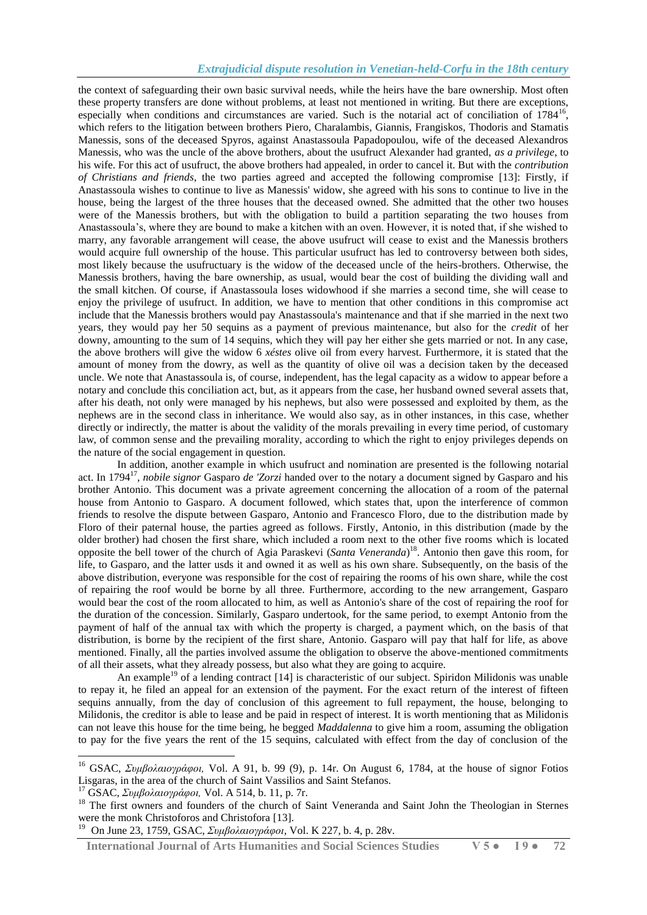the context of safeguarding their own basic survival needs, while the heirs have the bare ownership. Most often these property transfers are done without problems, at least not mentioned in writing. But there are exceptions, especially when conditions and circumstances are varied. Such is the notarial act of conciliation of 1784[16], which refers to the litigation between brothers Piero, Charalambis, Giannis, Frangiskos, Thodoris and Stamatis Manessis, sons of the deceased Spyros, against Anastassoula Papadopoulou, wife of the deceased Alexandros Manessis, who was the uncle of the above brothers, about the usufruct Alexander had granted, *as a privilege*, to his wife. For this act of usufruct, the above brothers had appealed, in order to cancel it. But with the *contribution of Christians and friends*, the two parties agreed and accepted the following compromise [13]: Firstly, if Anastassoula wishes to continue to live as Manessis' widow, she agreed with his sons to continue to live in the house, being the largest of the three houses that the deceased owned. She admitted that the other two houses were of the Manessis brothers, but with the obligation to build a partition separating the two houses from Anastassoula's, where they are bound to make a kitchen with an oven. However, it is noted that, if she wished to marry, any favorable arrangement will cease, the above usufruct will cease to exist and the Manessis brothers would acquire full ownership of the house. This particular usufruct has led to controversy between both sides, most likely because the usufructuary is the widow of the deceased uncle of the heirs-brothers. Otherwise, the Manessis brothers, having the bare ownership, as usual, would bear the cost of building the dividing wall and the small kitchen. Of course, if Anastassoula loses widowhood if she marries a second time, she will cease to enjoy the privilege of usufruct. In addition, we have to mention that other conditions in this compromise act include that the Manessis brothers would pay Anastassoula's maintenance and that if she married in the next two years, they would pay her 50 sequins as a payment of previous maintenance, but also for the *credit* of her downy, amounting to the sum of 14 sequins, which they will pay her either she gets married or not. In any case, the above brothers will give the widow 6 *xéstes* olive oil from every harvest. Furthermore, it is stated that the amount of money from the dowry, as well as the quantity of olive oil was a decision taken by the deceased uncle. We note that Anastassoula is, of course, independent, has the legal capacity as a widow to appear before a notary and conclude this conciliation act, but, as it appears from the case, her husband owned several assets that, after his death, not only were managed by his nephews, but also were possessed and exploited by them, as the nephews are in the second class in inheritance. We would also say, as in other instances, in this case, whether directly or indirectly, the matter is about the validity of the morals prevailing in every time period, of customary law, of common sense and the prevailing morality, according to which the right to enjoy privileges depends on the nature of the social engagement in question.

In addition, another example in which usufruct and nomination are presented is the following notarial act. In 1794[17], *nobile signor* Gasparo *de 'Zorzi* handed over to the notary a document signed by Gasparo and his brother Antonio. This document was a private agreement concerning the allocation of a room of the paternal house from Antonio to Gasparo. A document followed, which states that, upon the interference of common friends to resolve the dispute between Gasparo, Antonio and Francesco Floro, due to the distribution made by Floro of their paternal house, the parties agreed as follows. Firstly, Antonio, in this distribution (made by the older brother) had chosen the first share, which included a room next to the other five rooms which is located opposite the bell tower of the church of Agia Paraskevi (*Santa Veneranda*)[18]. Antonio then gave this room, for life, to Gasparo, and the latter usds it and owned it as well as his own share. Subsequently, on the basis of the above distribution, everyone was responsible for the cost of repairing the rooms of his own share, while the cost of repairing the roof would be borne by all three. Furthermore, according to the new arrangement, Gasparo would bear the cost of the room allocated to him, as well as Antonio's share of the cost of repairing the roof for the duration of the concession. Similarly, Gasparo undertook, for the same period, to exempt Antonio from the payment of half of the annual tax with which the property is charged, a payment which, on the basis of that distribution, is borne by the recipient of the first share, Antonio. Gasparo will pay that half for life, as above mentioned. Finally, all the parties involved assume the obligation to observe the above-mentioned commitments of all their assets, what they already possess, but also what they are going to acquire.

An example[19] of a lending contract [14] is characteristic of our subject. Spiridon Milidonis was unable to repay it, he filed an appeal for an extension of the payment. For the exact return of the interest of fifteen sequins annually, from the day of conclusion of this agreement to full repayment, the house, belonging to Milidonis, the creditor is able to lease and be paid in respect of interest. It is worth mentioning that as Milidonis can not leave this house for the time being, he begged *Maddalenna* to give him a room, assuming the obligation to pay for the five years the rent of the 15 sequins, calculated with effect from the day of conclusion of the

---

[16] GSAC, *Συμβολαιογράφοι,* Vol. A 91, b. 99 (9), p. 14r. On August 6, 1784, at the house of signor Fotios Lisgaras, in the area of the church of Saint Vassilios and Saint Stefanos.

[17] GSAC, *Συμβολαιογράφοι,* Vol. A 514, b. 11, p. 7r.

[18] The first owners and founders of the church of Saint Veneranda and Saint John the Theologian in Sternes were the monk Christoforos and Christofora [13].

[19] On June 23, 1759, GSAC, *Συμβολαιογράφοι,* Vol. K 227, b. 4, p. 28v.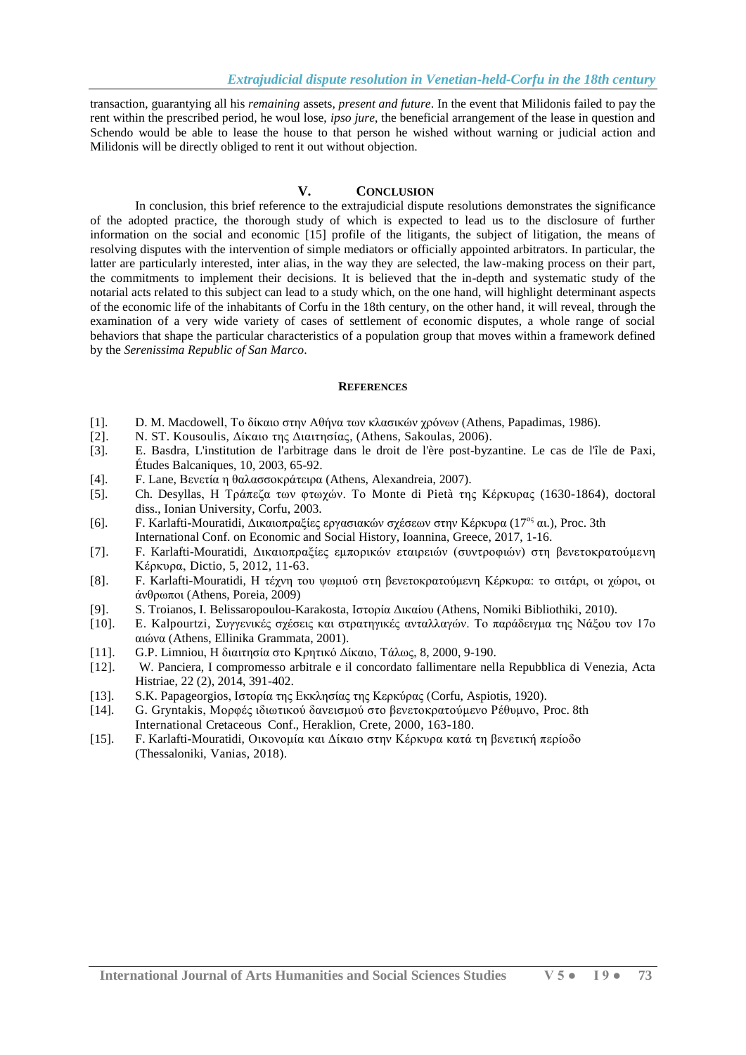transaction, guarantying all his *remaining* assets, *present and future*. In the event that Milidonis failed to pay the rent within the prescribed period, he woul lose, *ipso jure*, the beneficial arrangement of the lease in question and Schendo would be able to lease the house to that person he wished without warning or judicial action and Milidonis will be directly obliged to rent it out without objection.

## V. CONCLUSION

In conclusion, this brief reference to the extrajudicial dispute resolutions demonstrates the significance of the adopted practice, the thorough study of which is expected to lead us to the disclosure of further information on the social and economic [15] profile of the litigants, the subject of litigation, the means of resolving disputes with the intervention of simple mediators or officially appointed arbitrators. In particular, the latter are particularly interested, inter alias, in the way they are selected, the law-making process on their part, the commitments to implement their decisions. It is believed that the in-depth and systematic study of the notarial acts related to this subject can lead to a study which, on the one hand, will highlight determinant aspects of the economic life of the inhabitants of Corfu in the 18th century, on the other hand, it will reveal, through the examination of a very wide variety of cases of settlement of economic disputes, a whole range of social behaviors that shape the particular characteristics of a population group that moves within a framework defined by the *Serenissima Republic of San Marco*.

## REFERENCES

[1]. D. M. Macdowell, Το δίκαιο στην Αθήνα των κλασικών χρόνων (Athens, Papadimas, 1986).
[2]. N. ST. Kousoulis, Δίκαιο της Διαιτησίας, (Athens, Sakoulas, 2006).
[3]. E. Basdra, L'institution de l'arbitrage dans le droit de l'ère post-byzantine. Le cas de l'île de Paxi, Études Balcaniques, 10, 2003, 65-92.
[4]. F. Lane, Βενετία η θαλασσοκράτειρα (Athens, Alexandreia, 2007).
[5]. Ch. Desyllas, Η Τράπεζα των φτωχών. Το Monte di Pietà της Κέρκυρας (1630-1864), doctoral diss., Ionian University, Corfu, 2003.
[6]. F. Karlafti-Mouratidi, Δικαιοπραξίες εργασιακών σχέσεων στην Κέρκυρα (17[ος] αι.), Proc. 3th International Conf. on Economic and Social History, Ioannina, Greece, 2017, 1-16.
[7]. F. Karlafti-Mouratidi, Δικαιοπραξίες εμπορικών εταιρειών (συντροφιών) στη βενετοκρατούμενη Κέρκυρα, Dictio, 5, 2012, 11-63.
[8]. F. Karlafti-Mouratidi, Η τέχνη του ψωμιού στη βενετοκρατούμενη Κέρκυρα: το σιτάρι, οι χώροι, οι άνθρωποι (Athens, Poreia, 2009)
[9]. S. Troianos, I. Belissaropoulou-Karakosta, Ιστορία Δικαίου (Athens, Nomiki Bibliothiki, 2010).
[10]. E. Kalpourtzi, Συγγενικές σχέσεις και στρατηγικές ανταλλαγών. Το παράδειγμα της Νάξου τον 17ο αιώνα (Athens, Ellinika Grammata, 2001).
[11]. G.P. Limniou, Η διαιτησία στο Κρητικό Δίκαιο, Τάλως, 8, 2000, 9-190.
[12]. W. Panciera, I compromesso arbitrale e il concordato fallimentare nella Repubblica di Venezia, Acta Histriae, 22 (2), 2014, 391-402.
[13]. S.K. Papageorgios, Ιστορία της Εκκλησίας της Κερκύρας (Corfu, Aspiotis, 1920).
[14]. G. Gryntakis, Μορφές ιδιωτικού δανεισμού στο βενετοκρατούμενο Ρέθυμνο, Proc. 8th International Cretaceous Conf., Heraklion, Crete, 2000, 163-180.
[15]. F. Karlafti-Mouratidi, Οικονομία και Δίκαιο στην Κέρκυρα κατά τη βενετική περίοδο (Thessaloniki, Vanias, 2018).